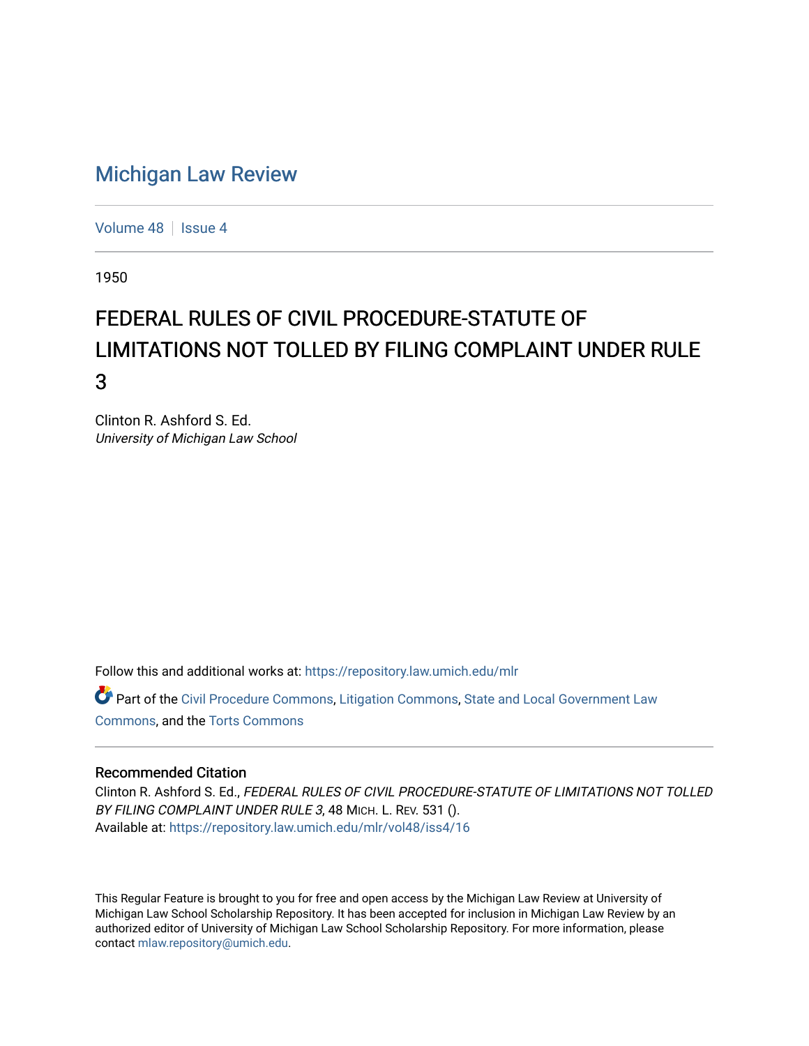# Michigan Law Review

Volume 48 | Issue 4

1950

## FEDERAL RULES OF CIVIL PROCEDURE-STATUTE OF LIMITATIONS NOT TOLLED BY FILING COMPLAINT UNDER RULE 3

Clinton R. Ashford S. Ed.
*University of Michigan Law School*

Follow this and additional works at: https://repository.law.umich.edu/mlr

Part of the Civil Procedure Commons, Litigation Commons, State and Local Government Law Commons, and the Torts Commons

### Recommended Citation

Clinton R. Ashford S. Ed., *FEDERAL RULES OF CIVIL PROCEDURE-STATUTE OF LIMITATIONS NOT TOLLED BY FILING COMPLAINT UNDER RULE 3*, 48 MICH. L. REV. 531 ().
Available at: https://repository.law.umich.edu/mlr/vol48/iss4/16

This Regular Feature is brought to you for free and open access by the Michigan Law Review at University of Michigan Law School Scholarship Repository. It has been accepted for inclusion in Michigan Law Review by an authorized editor of University of Michigan Law School Scholarship Repository. For more information, please contact mlaw.repository@umich.edu.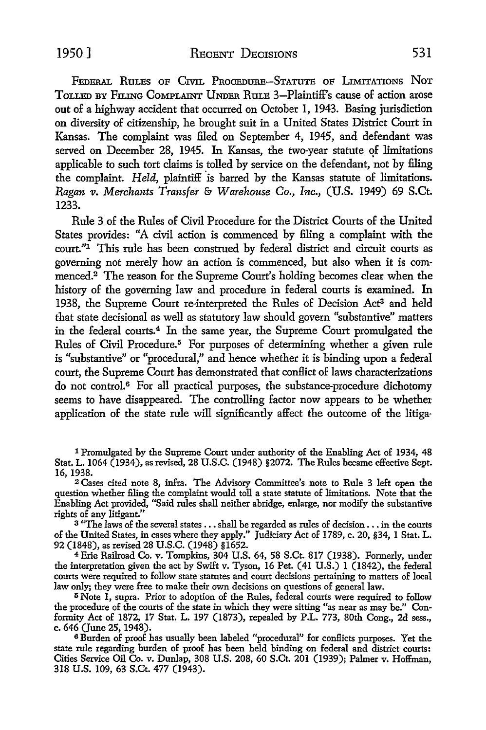FEDERAL RULES OF CIVIL PROCEDURE—STATUTE OF LIMITATIONS NOT TOLLED BY FILING COMPLAINT UNDER RULE 3—Plaintiff's cause of action arose out of a highway accident that occurred on October 1, 1943. Basing jurisdiction on diversity of citizenship, he brought suit in a United States District Court in Kansas. The complaint was filed on September 4, 1945, and defendant was served on December 28, 1945. In Kansas, the two-year statute of limitations applicable to such tort claims is tolled by service on the defendant, not by filing the complaint. *Held,* plaintiff is barred by the Kansas statute of limitations. *Ragan v. Merchants Transfer & Warehouse Co., Inc.,* (U.S. 1949) 69 S.Ct. 1233.

Rule 3 of the Rules of Civil Procedure for the District Courts of the United States provides: "A civil action is commenced by filing a complaint with the court."[1] This rule has been construed by federal district and circuit courts as governing not merely how an action is commenced, but also when it is commenced.[2] The reason for the Supreme Court's holding becomes clear when the history of the governing law and procedure in federal courts is examined. In 1938, the Supreme Court re-interpreted the Rules of Decision Act[3] and held that state decisional as well as statutory law should govern "substantive" matters in the federal courts.[4] In the same year, the Supreme Court promulgated the Rules of Civil Procedure.[5] For purposes of determining whether a given rule is "substantive" or "procedural," and hence whether it is binding upon a federal court, the Supreme Court has demonstrated that conflict of laws characterizations do not control.[6] For all practical purposes, the substance-procedure dichotomy seems to have disappeared. The controlling factor now appears to be whether application of the state rule will significantly affect the outcome of the litiga-

---

[1] Promulgated by the Supreme Court under authority of the Enabling Act of 1934, 48 Stat. L. 1064 (1934), as revised, 28 U.S.C. (1948) §2072. The Rules became effective Sept. 16, 1938.

[2] Cases cited note 8, infra. The Advisory Committee's note to Rule 3 left open the question whether filing the complaint would toll a state statute of limitations. Note that the Enabling Act provided, "Said rules shall neither abridge, enlarge, nor modify the substantive rights of any litigant."

[3] "The laws of the several states . . . shall be regarded as rules of decision . . . in the courts of the United States, in cases where they apply." Judiciary Act of 1789, c. 20, §34, 1 Stat. L. 92 (1848), as revised 28 U.S.C. (1948) §1652.

[4] Erie Railroad Co. v. Tompkins, 304 U.S. 64, 58 S.Ct. 817 (1938). Formerly, under the interpretation given the act by Swift v. Tyson, 16 Pet. (41 U.S.) 1 (1842), the federal courts were required to follow state statutes and court decisions pertaining to matters of local law only; they were free to make their own decisions on questions of general law.

[5] Note 1, supra. Prior to adoption of the Rules, federal courts were required to follow the procedure of the courts of the state in which they were sitting "as near as may be." Conformity Act of 1872, 17 Stat. L. 197 (1873), repealed by P.L. 773, 80th Cong., 2d sess., c. 646 (June 25, 1948).

[6] Burden of proof has usually been labeled "procedural" for conflicts purposes. Yet the state rule regarding burden of proof has been held binding on federal and district courts: Cities Service Oil Co. v. Dunlap, 308 U.S. 208, 60 S.Ct. 201 (1939); Palmer v. Hoffman, 318 U.S. 109, 63 S.Ct. 477 (1943).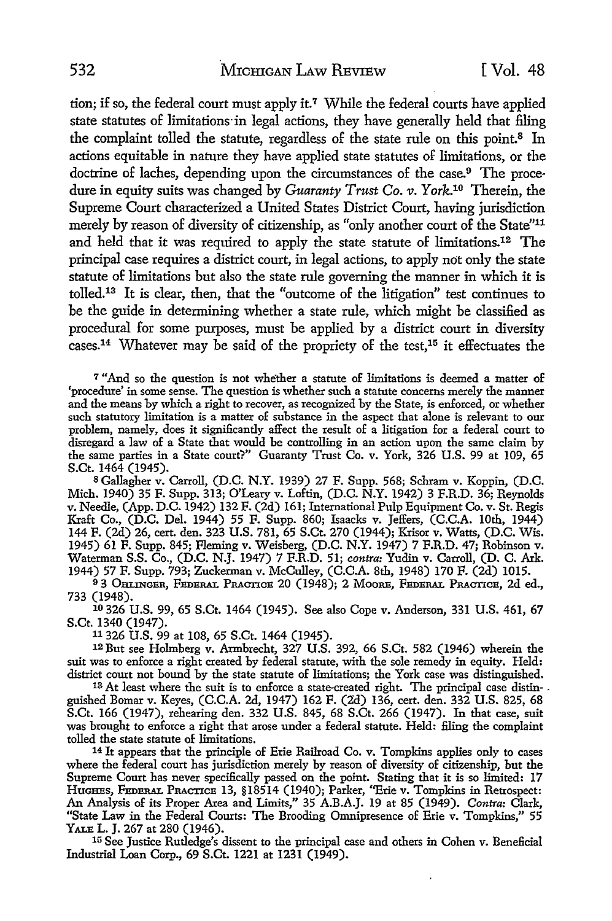tion; if so, the federal court must apply it.[7] While the federal courts have applied state statutes of limitations in legal actions, they have generally held that filing the complaint tolled the statute, regardless of the state rule on this point.[8] In actions equitable in nature they have applied state statutes of limitations, or the doctrine of laches, depending upon the circumstances of the case.[9] The procedure in equity suits was changed by *Guaranty Trust Co. v. York.*[10] Therein, the Supreme Court characterized a United States District Court, having jurisdiction merely by reason of diversity of citizenship, as "only another court of the State"[11] and held that it was required to apply the state statute of limitations.[12] The principal case requires a district court, in legal actions, to apply not only the state statute of limitations but also the state rule governing the manner in which it is tolled.[13] It is clear, then, that the "outcome of the litigation" test continues to be the guide in determining whether a state rule, which might be classified as procedural for some purposes, must be applied by a district court in diversity cases.[14] Whatever may be said of the propriety of the test,[15] it effectuates the

[7] "And so the question is not whether a statute of limitations is deemed a matter of 'procedure' in some sense. The question is whether such a statute concerns merely the manner and the means by which a right to recover, as recognized by the State, is enforced, or whether such statutory limitation is a matter of substance in the aspect that alone is relevant to our problem, namely, does it significantly affect the result of a litigation for a federal court to disregard a law of a State that would be controlling in an action upon the same claim by the same parties in a State court?" Guaranty Trust Co. v. York, 326 U.S. 99 at 109, 65 S.Ct. 1464 (1945).

[8] Gallagher v. Carroll, (D.C. N.Y. 1939) 27 F. Supp. 568; Schram v. Koppin, (D.C. Mich. 1940) 35 F. Supp. 313; O'Leary v. Loftin, (D.C. N.Y. 1942) 3 F.R.D. 36; Reynolds v. Needle, (App. D.C. 1942) 132 F. (2d) 161; International Pulp Equipment Co. v. St. Regis Kraft Co., (D.C. Del. 1944) 55 F. Supp. 860; Isaacks v. Jeffers, (C.C.A. 10th, 1944) 144 F. (2d) 26, cert. den. 323 U.S. 781, 65 S.Ct. 270 (1944); Krisor v. Watts, (D.C. Wis. 1945) 61 F. Supp. 845; Fleming v. Weisberg, (D.C. N.Y. 1947) 7 F.R.D. 47; Robinson v. Waterman S.S. Co., (D.C. N.J. 1947) 7 F.R.D. 51; *contra:* Yudin v. Carroll, (D. C. Ark. 1944) 57 F. Supp. 793; Zuckerman v. McCulley, (C.C.A. 8th, 1948) 170 F. (2d) 1015.

[9] 3 OHLINGER, FEDERAL PRACTICE 20 (1948); 2 MOORE, FEDERAL PRACTICE, 2d ed., 733 (1948).

[10] 326 U.S. 99, 65 S.Ct. 1464 (1945). See also Cope v. Anderson, 331 U.S. 461, 67 S.Ct. 1340 (1947).

[11] 326 U.S. 99 at 108, 65 S.Ct. 1464 (1945).

[12] But see Holmberg v. Armbrecht, 327 U.S. 392, 66 S.Ct. 582 (1946) wherein the suit was to enforce a right created by federal statute, with the sole remedy in equity. Held: district court not bound by the state statute of limitations; the York case was distinguished.

[13] At least where the suit is to enforce a state-created right. The principal case distinguished Bomar v. Keyes, (C.C.A. 2d, 1947) 162 F. (2d) 136, cert. den. 332 U.S. 825, 68 S.Ct. 166 (1947), rehearing den. 332 U.S. 845, 68 S.Ct. 266 (1947). In that case, suit was brought to enforce a right that arose under a federal statute. Held: filing the complaint tolled the state statute of limitations.

[14] It appears that the principle of Erie Railroad Co. v. Tompkins applies only to cases where the federal court has jurisdiction merely by reason of diversity of citizenship, but the Supreme Court has never specifically passed on the point. Stating that it is so limited: 17 HUGHES, FEDERAL PRACTICE 13, §18514 (1940); Parker, "Erie v. Tompkins in Retrospect: An Analysis of its Proper Area and Limits," 35 A.B.A.J. 19 at 85 (1949). *Contra:* Clark, "State Law in the Federal Courts: The Brooding Omnipresence of Erie v. Tompkins," 55 YALE L. J. 267 at 280 (1946).

[15] See Justice Rutledge's dissent to the principal case and others in Cohen v. Beneficial Industrial Loan Corp., 69 S.Ct. 1221 at 1231 (1949).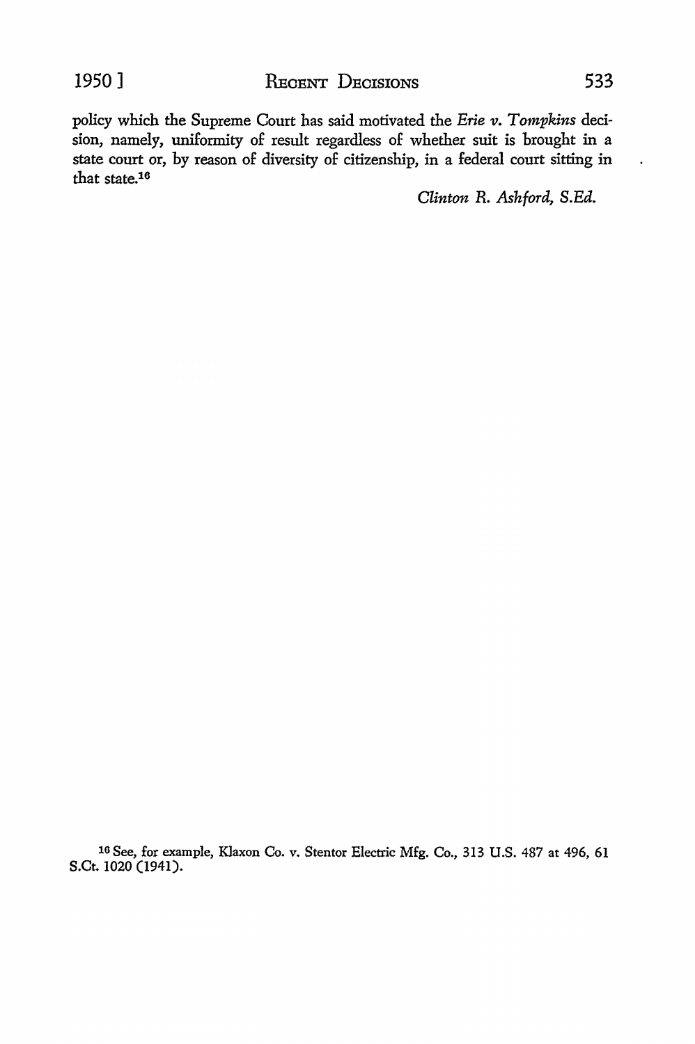policy which the Supreme Court has said motivated the *Erie v. Tompkins* decision, namely, uniformity of result regardless of whether suit is brought in a state court or, by reason of diversity of citizenship, in a federal court sitting in that state.[16]

*Clinton R. Ashford, S.Ed.*

[16] See, for example, Klaxon Co. v. Stentor Electric Mfg. Co., 313 U.S. 487 at 496, 61 S.Ct. 1020 (1941).